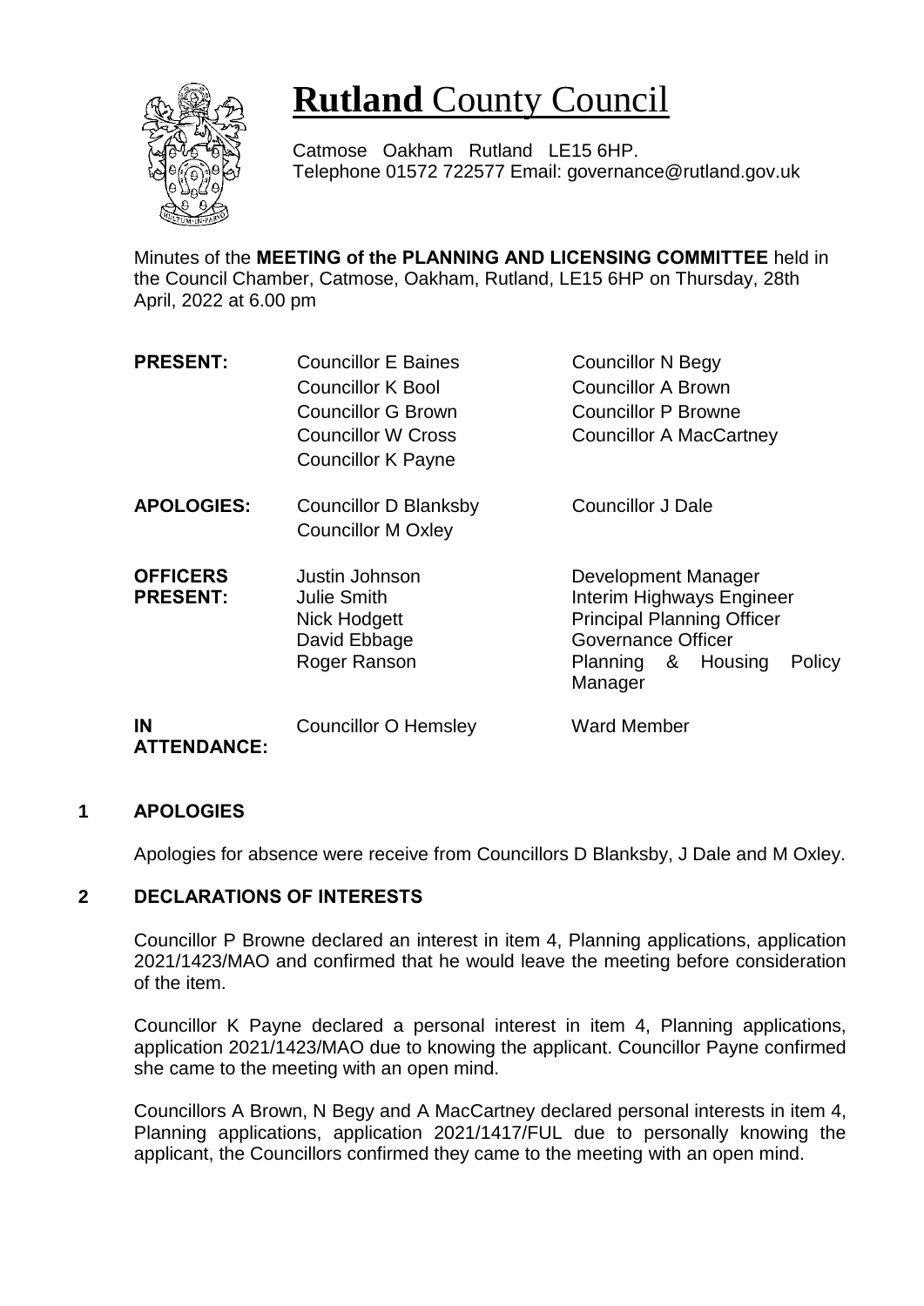# **Rutland** County Council

Catmose Oakham Rutland LE15 6HP.
Telephone 01572 722577 Email: governance@rutland.gov.uk

Minutes of the **MEETING of the PLANNING AND LICENSING COMMITTEE** held in the Council Chamber, Catmose, Oakham, Rutland, LE15 6HP on Thursday, 28th April, 2022 at 6.00 pm

| | | |
|---|---|---|
| **PRESENT:** | Councillor E Baines | Councillor N Begy |
| | Councillor K Bool | Councillor A Brown |
| | Councillor G Brown | Councillor P Browne |
| | Councillor W Cross | Councillor A MacCartney |
| | Councillor K Payne | |
| **APOLOGIES:** | Councillor D Blanksby | Councillor J Dale |
| | Councillor M Oxley | |
| **OFFICERS PRESENT:** | Justin Johnson | Development Manager |
| | Julie Smith | Interim Highways Engineer |
| | Nick Hodgett | Principal Planning Officer |
| | David Ebbage | Governance Officer |
| | Roger Ranson | Planning & Housing Policy Manager |
| **IN ATTENDANCE:** | Councillor O Hemsley | Ward Member |

## 1 APOLOGIES

Apologies for absence were receive from Councillors D Blanksby, J Dale and M Oxley.

## 2 DECLARATIONS OF INTERESTS

Councillor P Browne declared an interest in item 4, Planning applications, application 2021/1423/MAO and confirmed that he would leave the meeting before consideration of the item.

Councillor K Payne declared a personal interest in item 4, Planning applications, application 2021/1423/MAO due to knowing the applicant. Councillor Payne confirmed she came to the meeting with an open mind.

Councillors A Brown, N Begy and A MacCartney declared personal interests in item 4, Planning applications, application 2021/1417/FUL due to personally knowing the applicant, the Councillors confirmed they came to the meeting with an open mind.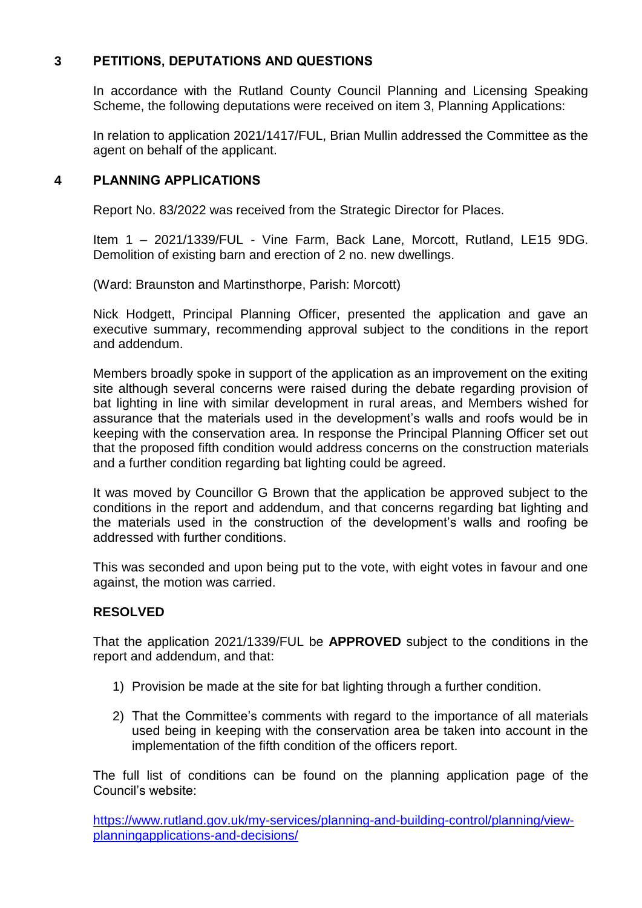## 3 PETITIONS, DEPUTATIONS AND QUESTIONS

In accordance with the Rutland County Council Planning and Licensing Speaking Scheme, the following deputations were received on item 3, Planning Applications:

In relation to application 2021/1417/FUL, Brian Mullin addressed the Committee as the agent on behalf of the applicant.

## 4 PLANNING APPLICATIONS

Report No. 83/2022 was received from the Strategic Director for Places.

Item 1 – 2021/1339/FUL - Vine Farm, Back Lane, Morcott, Rutland, LE15 9DG. Demolition of existing barn and erection of 2 no. new dwellings.

(Ward: Braunston and Martinsthorpe, Parish: Morcott)

Nick Hodgett, Principal Planning Officer, presented the application and gave an executive summary, recommending approval subject to the conditions in the report and addendum.

Members broadly spoke in support of the application as an improvement on the exiting site although several concerns were raised during the debate regarding provision of bat lighting in line with similar development in rural areas, and Members wished for assurance that the materials used in the development's walls and roofs would be in keeping with the conservation area. In response the Principal Planning Officer set out that the proposed fifth condition would address concerns on the construction materials and a further condition regarding bat lighting could be agreed.

It was moved by Councillor G Brown that the application be approved subject to the conditions in the report and addendum, and that concerns regarding bat lighting and the materials used in the construction of the development's walls and roofing be addressed with further conditions.

This was seconded and upon being put to the vote, with eight votes in favour and one against, the motion was carried.

**RESOLVED**

That the application 2021/1339/FUL be **APPROVED** subject to the conditions in the report and addendum, and that:

1) Provision be made at the site for bat lighting through a further condition.
2) That the Committee's comments with regard to the importance of all materials used being in keeping with the conservation area be taken into account in the implementation of the fifth condition of the officers report.

The full list of conditions can be found on the planning application page of the Council's website:

https://www.rutland.gov.uk/my-services/planning-and-building-control/planning/view-planningapplications-and-decisions/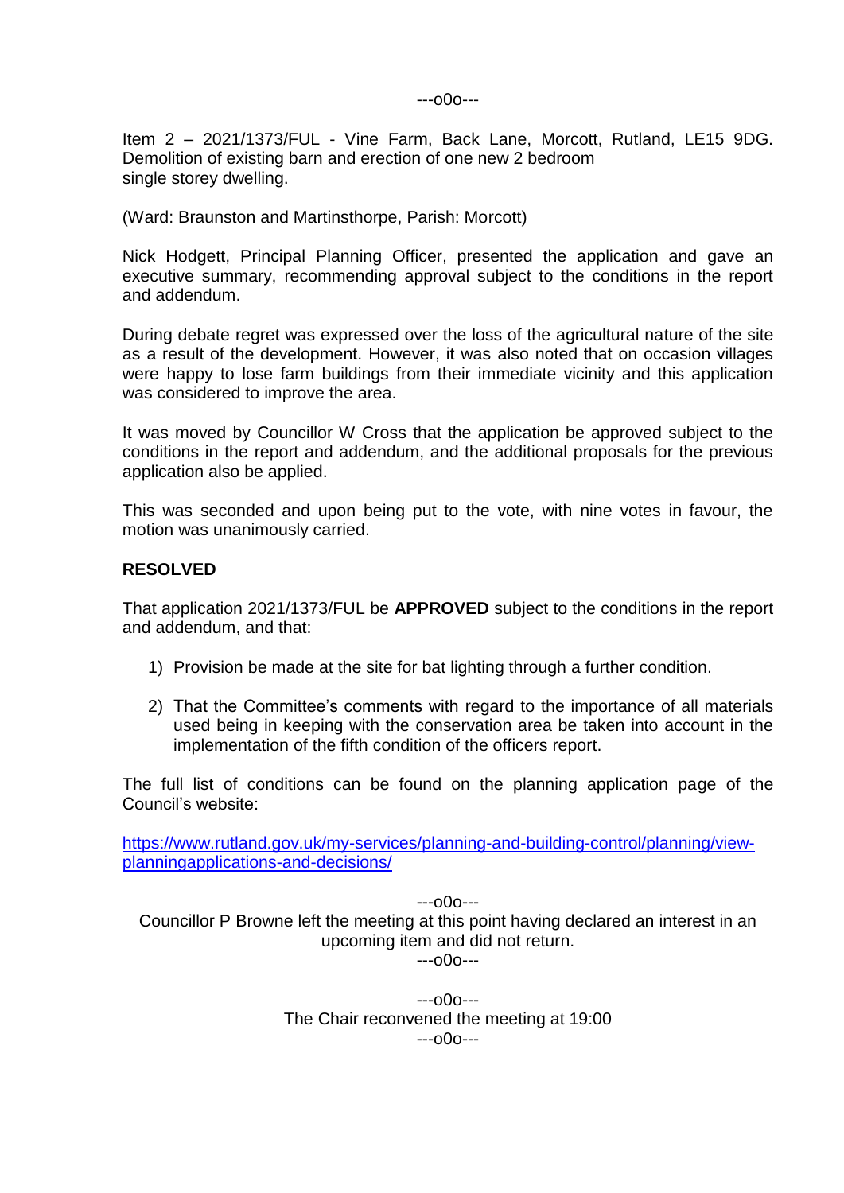---o0o---

Item 2 – 2021/1373/FUL - Vine Farm, Back Lane, Morcott, Rutland, LE15 9DG. Demolition of existing barn and erection of one new 2 bedroom single storey dwelling.

(Ward: Braunston and Martinsthorpe, Parish: Morcott)

Nick Hodgett, Principal Planning Officer, presented the application and gave an executive summary, recommending approval subject to the conditions in the report and addendum.

During debate regret was expressed over the loss of the agricultural nature of the site as a result of the development. However, it was also noted that on occasion villages were happy to lose farm buildings from their immediate vicinity and this application was considered to improve the area.

It was moved by Councillor W Cross that the application be approved subject to the conditions in the report and addendum, and the additional proposals for the previous application also be applied.

This was seconded and upon being put to the vote, with nine votes in favour, the motion was unanimously carried.

**RESOLVED**

That application 2021/1373/FUL be **APPROVED** subject to the conditions in the report and addendum, and that:

1) Provision be made at the site for bat lighting through a further condition.

2) That the Committee's comments with regard to the importance of all materials used being in keeping with the conservation area be taken into account in the implementation of the fifth condition of the officers report.

The full list of conditions can be found on the planning application page of the Council's website:

[https://www.rutland.gov.uk/my-services/planning-and-building-control/planning/view-planningapplications-and-decisions/](https://www.rutland.gov.uk/my-services/planning-and-building-control/planning/view-planningapplications-and-decisions/)

---o0o---

Councillor P Browne left the meeting at this point having declared an interest in an upcoming item and did not return.

---o0o---

---o0o---

The Chair reconvened the meeting at 19:00

---o0o---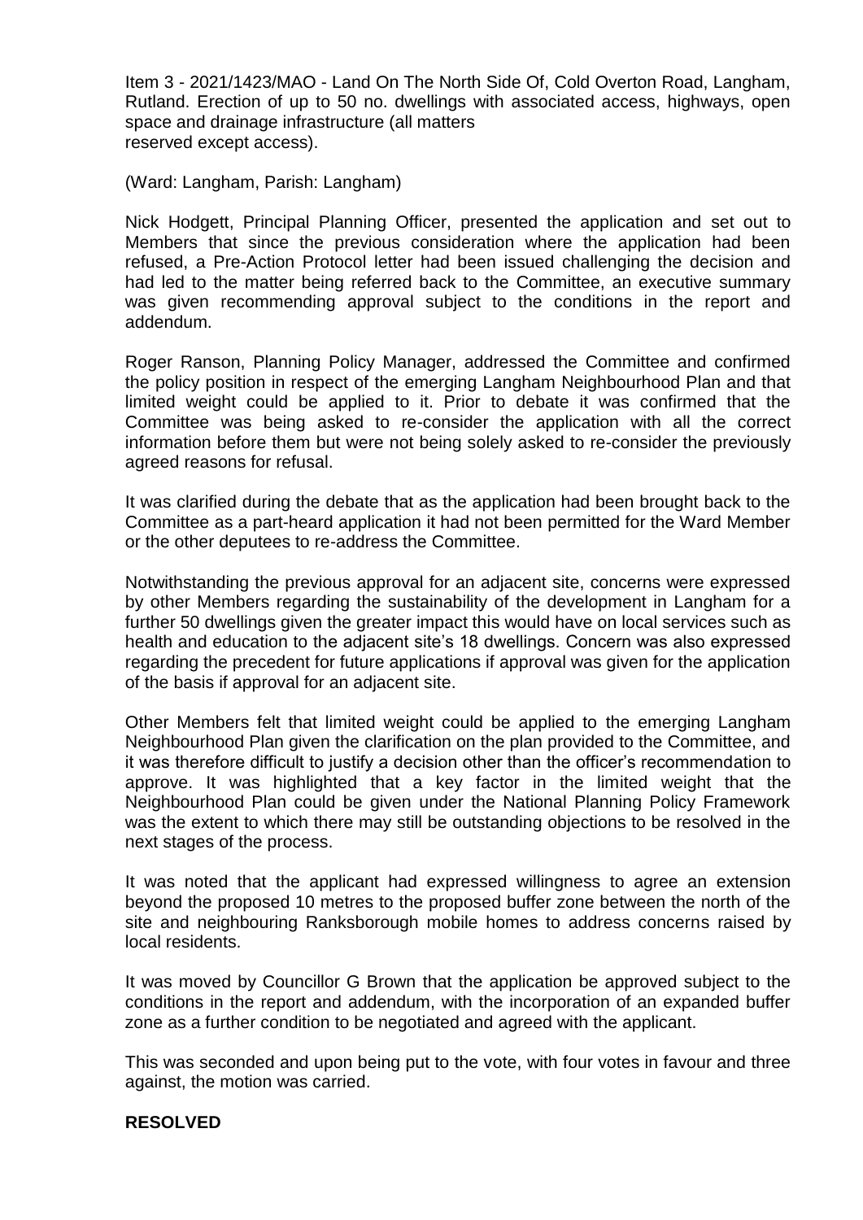Item 3 - 2021/1423/MAO - Land On The North Side Of, Cold Overton Road, Langham, Rutland. Erection of up to 50 no. dwellings with associated access, highways, open space and drainage infrastructure (all matters reserved except access).

(Ward: Langham, Parish: Langham)

Nick Hodgett, Principal Planning Officer, presented the application and set out to Members that since the previous consideration where the application had been refused, a Pre-Action Protocol letter had been issued challenging the decision and had led to the matter being referred back to the Committee, an executive summary was given recommending approval subject to the conditions in the report and addendum.

Roger Ranson, Planning Policy Manager, addressed the Committee and confirmed the policy position in respect of the emerging Langham Neighbourhood Plan and that limited weight could be applied to it. Prior to debate it was confirmed that the Committee was being asked to re-consider the application with all the correct information before them but were not being solely asked to re-consider the previously agreed reasons for refusal.

It was clarified during the debate that as the application had been brought back to the Committee as a part-heard application it had not been permitted for the Ward Member or the other deputees to re-address the Committee.

Notwithstanding the previous approval for an adjacent site, concerns were expressed by other Members regarding the sustainability of the development in Langham for a further 50 dwellings given the greater impact this would have on local services such as health and education to the adjacent site's 18 dwellings. Concern was also expressed regarding the precedent for future applications if approval was given for the application of the basis if approval for an adjacent site.

Other Members felt that limited weight could be applied to the emerging Langham Neighbourhood Plan given the clarification on the plan provided to the Committee, and it was therefore difficult to justify a decision other than the officer's recommendation to approve. It was highlighted that a key factor in the limited weight that the Neighbourhood Plan could be given under the National Planning Policy Framework was the extent to which there may still be outstanding objections to be resolved in the next stages of the process.

It was noted that the applicant had expressed willingness to agree an extension beyond the proposed 10 metres to the proposed buffer zone between the north of the site and neighbouring Ranksborough mobile homes to address concerns raised by local residents.

It was moved by Councillor G Brown that the application be approved subject to the conditions in the report and addendum, with the incorporation of an expanded buffer zone as a further condition to be negotiated and agreed with the applicant.

This was seconded and upon being put to the vote, with four votes in favour and three against, the motion was carried.

**RESOLVED**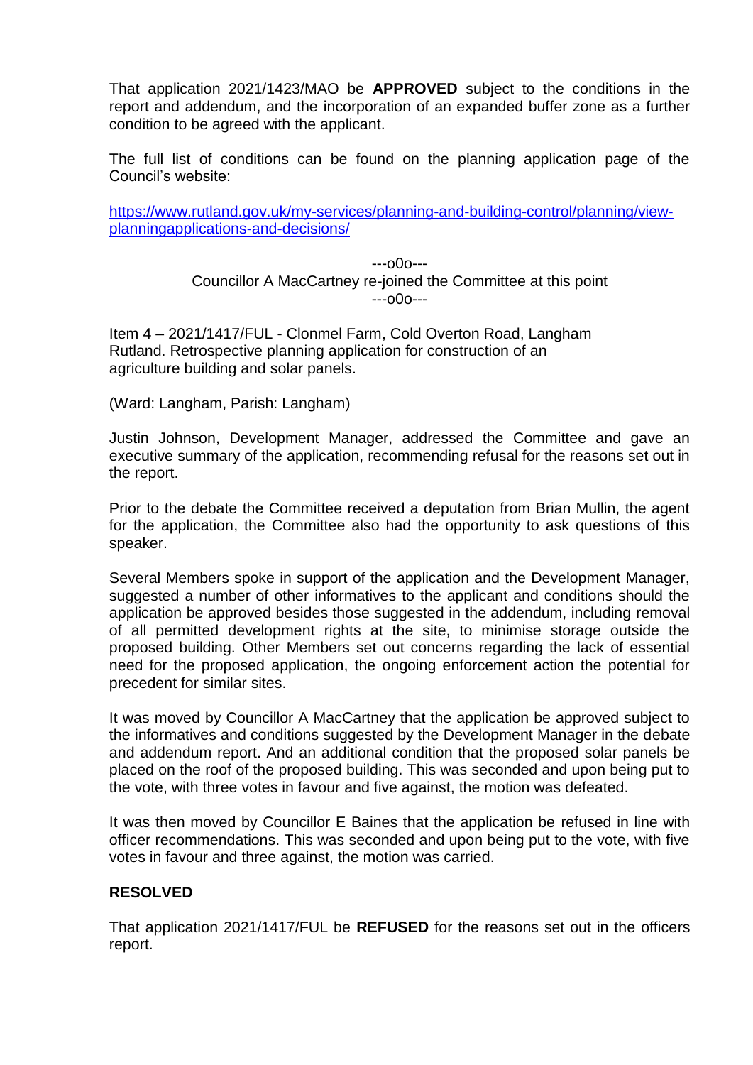That application 2021/1423/MAO be **APPROVED** subject to the conditions in the report and addendum, and the incorporation of an expanded buffer zone as a further condition to be agreed with the applicant.

The full list of conditions can be found on the planning application page of the Council's website:

[https://www.rutland.gov.uk/my-services/planning-and-building-control/planning/view-planningapplications-and-decisions/](https://www.rutland.gov.uk/my-services/planning-and-building-control/planning/view-planningapplications-and-decisions/)

---o0o---
Councillor A MacCartney re-joined the Committee at this point
---o0o---

Item 4 – 2021/1417/FUL - Clonmel Farm, Cold Overton Road, Langham Rutland. Retrospective planning application for construction of an agriculture building and solar panels.

(Ward: Langham, Parish: Langham)

Justin Johnson, Development Manager, addressed the Committee and gave an executive summary of the application, recommending refusal for the reasons set out in the report.

Prior to the debate the Committee received a deputation from Brian Mullin, the agent for the application, the Committee also had the opportunity to ask questions of this speaker.

Several Members spoke in support of the application and the Development Manager, suggested a number of other informatives to the applicant and conditions should the application be approved besides those suggested in the addendum, including removal of all permitted development rights at the site, to minimise storage outside the proposed building. Other Members set out concerns regarding the lack of essential need for the proposed application, the ongoing enforcement action the potential for precedent for similar sites.

It was moved by Councillor A MacCartney that the application be approved subject to the informatives and conditions suggested by the Development Manager in the debate and addendum report. And an additional condition that the proposed solar panels be placed on the roof of the proposed building. This was seconded and upon being put to the vote, with three votes in favour and five against, the motion was defeated.

It was then moved by Councillor E Baines that the application be refused in line with officer recommendations. This was seconded and upon being put to the vote, with five votes in favour and three against, the motion was carried.

**RESOLVED**

That application 2021/1417/FUL be **REFUSED** for the reasons set out in the officers report.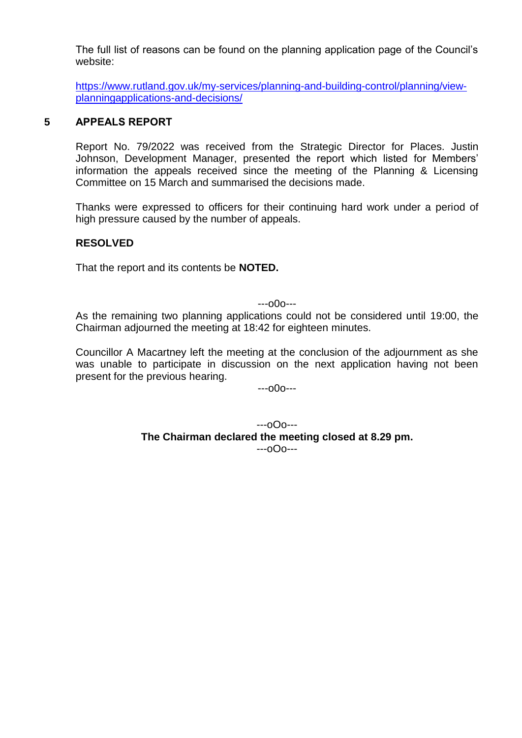The full list of reasons can be found on the planning application page of the Council's website:

[https://www.rutland.gov.uk/my-services/planning-and-building-control/planning/view-planningapplications-and-decisions/](https://www.rutland.gov.uk/my-services/planning-and-building-control/planning/view-planningapplications-and-decisions/)

## 5 APPEALS REPORT

Report No. 79/2022 was received from the Strategic Director for Places. Justin Johnson, Development Manager, presented the report which listed for Members' information the appeals received since the meeting of the Planning & Licensing Committee on 15 March and summarised the decisions made.

Thanks were expressed to officers for their continuing hard work under a period of high pressure caused by the number of appeals.

**RESOLVED**

That the report and its contents be **NOTED.**

---o0o---

As the remaining two planning applications could not be considered until 19:00, the Chairman adjourned the meeting at 18:42 for eighteen minutes.

Councillor A Macartney left the meeting at the conclusion of the adjournment as she was unable to participate in discussion on the next application having not been present for the previous hearing.

---o0o---

---oOo---

**The Chairman declared the meeting closed at 8.29 pm.**

---oOo---